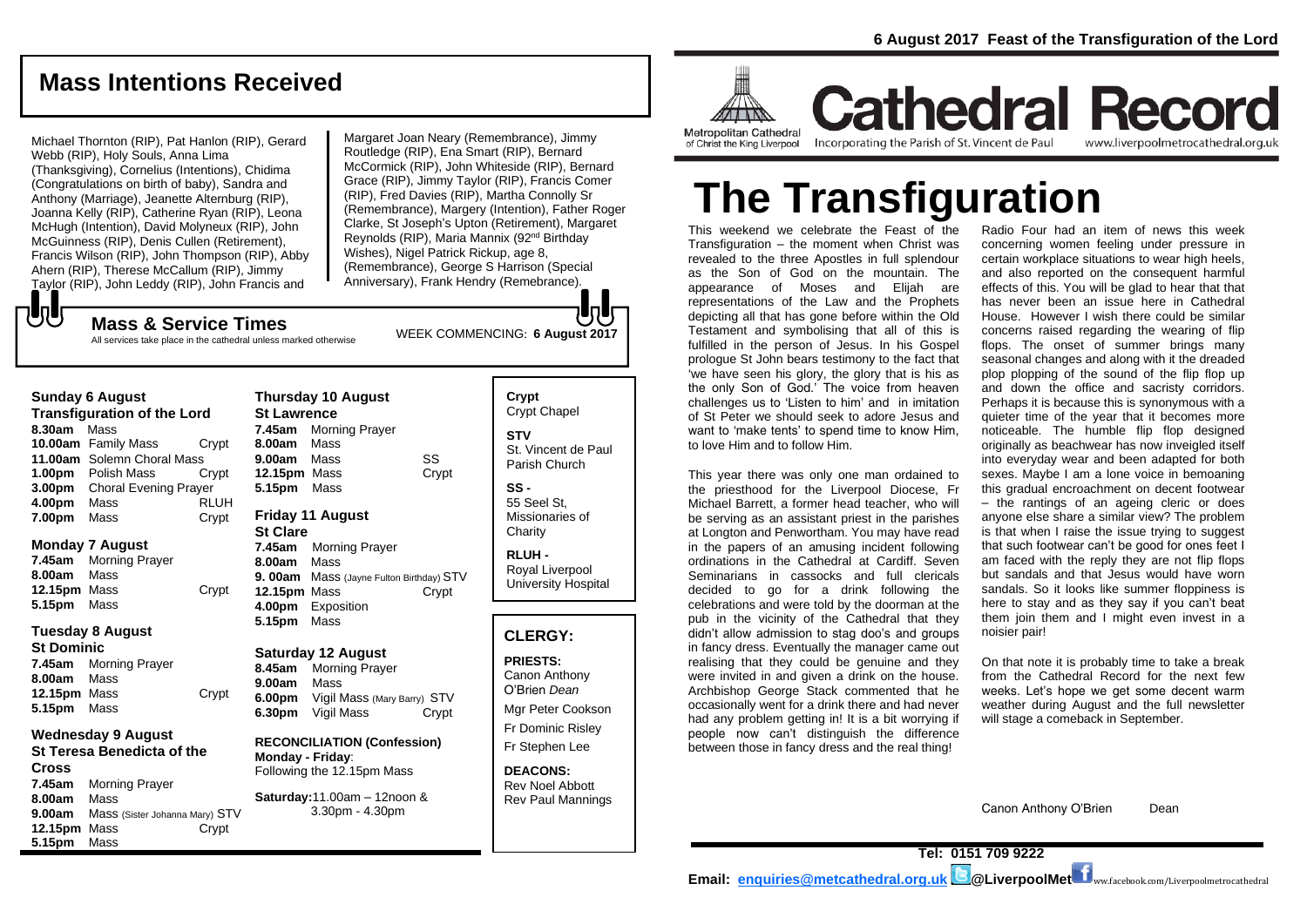# Mass Intentions Received

Michael Thornton (RIP), Pat Hanlon (RIP), Gerard Webb (RIP), Holy Souls, Anna Lima (Thanksgiving), Cornelius (Intentions), Chidima (Congratulations on birth of baby), Sandra and Anthony (Marriage), Jeanette Alternburg (RIP), Joanna Kelly (RIP), Catherine Ryan (RIP), Leona McHugh (Intention), David Molyneux (RIP), John McGuinness (RIP), Denis Cullen (Retirement), Francis Wilson (RIP), John Thompson (RIP), Abby Ahern (RIP), Therese McCallum (RIP), Jimmy Taylor (RIP), John Leddy (RIP), John Francis and Margaret Joan Neary (Remembrance), Jimmy Routledge (RIP), Ena Smart (RIP), Bernard McCormick (RIP), John Whiteside (RIP), Bernard Grace (RIP), Jimmy Taylor (RIP), Francis Comer (RIP), Fred Davies (RIP), Martha Connolly Sr (Remembrance), Margery (Intention), Father Roger Clarke, St Joseph's Upton (Retirement), Margaret Reynolds (RIP), Maria Mannix (92nd Birthday Wishes), Nigel Patrick Rickup, age 8, (Remembrance), George S Harrison (Special Anniversary), Frank Hendry (Remebrance).

## Mass & Service Times

All services take place in the cathedral unless marked otherwise

WEEK COMMENCING: **6 August 2017**

### Sunday 6 August
**Transfiguration of the Lord**

| | | |
|---|---|---|
| **8.30am** | Mass | |
| **10.00am** | Family Mass | Crypt |
| **11.00am** | Solemn Choral Mass | |
| **1.00pm** | Polish Mass | Crypt |
| **3.00pm** | Choral Evening Prayer | |
| **4.00pm** | Mass | RLUH |
| **7.00pm** | Mass | Crypt |

### Monday 7 August

| | | |
|---|---|---|
| **7.45am** | Morning Prayer | |
| **8.00am** | Mass | |
| **12.15pm** | Mass | Crypt |
| **5.15pm** | Mass | |

### Tuesday 8 August
**St Dominic**

| | | |
|---|---|---|
| **7.45am** | Morning Prayer | |
| **8.00am** | Mass | |
| **12.15pm** | Mass | Crypt |
| **5.15pm** | Mass | |

### Wednesday 9 August
**St Teresa Benedicta of the Cross**

| | | |
|---|---|---|
| **7.45am** | Morning Prayer | |
| **8.00am** | Mass | |
| **9.00am** | Mass (Sister Johanna Mary) | STV |
| **12.15pm** | Mass | Crypt |
| **5.15pm** | Mass | |

### Thursday 10 August
**St Lawrence**

| | | |
|---|---|---|
| **7.45am** | Morning Prayer | |
| **8.00am** | Mass | |
| **9.00am** | Mass | SS |
| **12.15pm** | Mass | Crypt |
| **5.15pm** | Mass | |

### Friday 11 August
**St Clare**

| | | |
|---|---|---|
| **7.45am** | Morning Prayer | |
| **8.00am** | Mass | |
| **9. 00am** | Mass (Jayne Fulton Birthday) | STV |
| **12.15pm** | Mass | Crypt |
| **4.00pm** | Exposition | |
| **5.15pm** | Mass | |

### Saturday 12 August

| | | |
|---|---|---|
| **8.45am** | Morning Prayer | |
| **9.00am** | Mass | |
| **6.00pm** | Vigil Mass (Mary Barry) | STV |
| **6.30pm** | Vigil Mass | Crypt |

**RECONCILIATION (Confession)**
**Monday - Friday**: Following the 12.15pm Mass

**Saturday:** 11.00am – 12noon & 3.30pm - 4.30pm

**Crypt** Crypt Chapel

**STV** St. Vincent de Paul Parish Church

**SS -** 55 Seel St, Missionaries of Charity

**RLUH -** Royal Liverpool University Hospital

## CLERGY:

**PRIESTS:**
Canon Anthony O'Brien *Dean*
Mgr Peter Cookson
Fr Dominic Risley
Fr Stephen Lee

**DEACONS:**
Rev Noel Abbott
Rev Paul Mannings

6 August 2017 Feast of the Transfiguration of the Lord

Metropolitan Cathedral of Christ the King Liverpool

# Cathedral Record

Incorporating the Parish of St. Vincent de Paul

www.liverpoolmetrocathedral.org.uk

# The Transfiguration

This weekend we celebrate the Feast of the Transfiguration – the moment when Christ was revealed to the three Apostles in full splendour as the Son of God on the mountain. The appearance of Moses and Elijah are representations of the Law and the Prophets depicting all that has gone before within the Old Testament and symbolising that all of this is fulfilled in the person of Jesus. In his Gospel prologue St John bears testimony to the fact that 'we have seen his glory, the glory that is his as the only Son of God.' The voice from heaven challenges us to 'Listen to him' and in imitation of St Peter we should seek to adore Jesus and want to 'make tents' to spend time to know Him, to love Him and to follow Him.

This year there was only one man ordained to the priesthood for the Liverpool Diocese, Fr Michael Barrett, a former head teacher, who will be serving as an assistant priest in the parishes at Longton and Penwortham. You may have read in the papers of an amusing incident following ordinations in the Cathedral at Cardiff. Seven Seminarians in cassocks and full clericals decided to go for a drink following the celebrations and were told by the doorman at the pub in the vicinity of the Cathedral that they didn't allow admission to stag doo's and groups in fancy dress. Eventually the manager came out realising that they could be genuine and they were invited in and given a drink on the house. Archbishop George Stack commented that he occasionally went for a drink there and had never had any problem getting in! It is a bit worrying if people now can't distinguish the difference between those in fancy dress and the real thing!

Radio Four had an item of news this week concerning women feeling under pressure in certain workplace situations to wear high heels, and also reported on the consequent harmful effects of this. You will be glad to hear that that has never been an issue here in Cathedral House. However I wish there could be similar concerns raised regarding the wearing of flip flops. The onset of summer brings many seasonal changes and along with it the dreaded plop plopping of the sound of the flip flop up and down the office and sacristy corridors. Perhaps it is because this is synonymous with a quieter time of the year that it becomes more noticeable. The humble flip flop designed originally as beachwear has now inveigled itself into everyday wear and been adapted for both sexes. Maybe I am a lone voice in bemoaning this gradual encroachment on decent footwear – the rantings of an ageing cleric or does anyone else share a similar view? The problem is that when I raise the issue trying to suggest that such footwear can't be good for ones feet I am faced with the reply they are not flip flops but sandals and that Jesus would have worn sandals. So it looks like summer floppiness is here to stay and as they say if you can't beat them join them and I might even invest in a noisier pair!

On that note it is probably time to take a break from the Cathedral Record for the next few weeks. Let's hope we get some decent warm weather during August and the full newsletter will stage a comeback in September.

Canon Anthony O'Brien Dean

**Tel: 0151 709 9222**

**Email: enquiries@metcathedral.org.uk @LiverpoolMet** www.facebook.com/Liverpoolmetrocathedral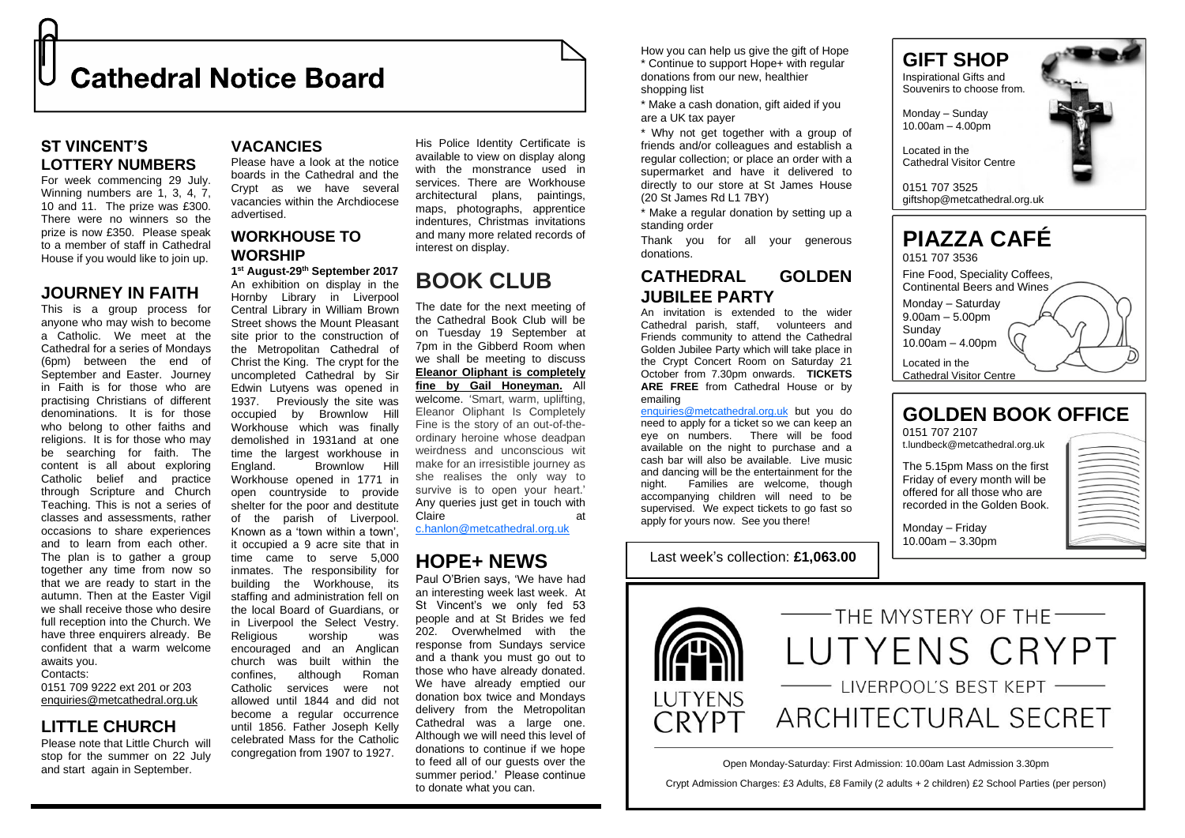// Cathedral Notice Board

## ST VINCENT'S LOTTERY NUMBERS

For week commencing 29 July. Winning numbers are 1, 3, 4, 7, 10 and 11. The prize was £300. There were no winners so the prize is now £350. Please speak to a member of staff in Cathedral House if you would like to join up.

## JOURNEY IN FAITH

This is a group process for anyone who may wish to become a Catholic. We meet at the Cathedral for a series of Mondays (6pm) between the end of September and Easter. Journey in Faith is for those who are practising Christians of different denominations. It is for those who belong to other faiths and religions. It is for those who may be searching for faith. The content is all about exploring Catholic belief and practice through Scripture and Church Teaching. This is not a series of classes and assessments, rather occasions to share experiences and to learn from each other. The plan is to gather a group together any time from now so that we are ready to start in the autumn. Then at the Easter Vigil we shall receive those who desire full reception into the Church. We have three enquirers already. Be confident that a warm welcome awaits you.

Contacts:
0151 709 9222 ext 201 or 203
enquiries@metcathedral.org.uk

## LITTLE CHURCH

Please note that Little Church will stop for the summer on 22 July and start again in September.

## VACANCIES

Please have a look at the notice boards in the Cathedral and the Crypt as we have several vacancies within the Archdiocese advertised.

## WORKHOUSE TO WORSHIP

**1st August-29th September 2017**
An exhibition on display in the Hornby Library in Liverpool Central Library in William Brown Street shows the Mount Pleasant site prior to the construction of the Metropolitan Cathedral of Christ the King. The crypt for the uncompleted Cathedral by Sir Edwin Lutyens was opened in 1937. Previously the site was occupied by Brownlow Hill Workhouse which was finally demolished in 1931and at one time the largest workhouse in England. Brownlow Hill Workhouse opened in 1771 in open countryside to provide shelter for the poor and destitute of the parish of Liverpool. Known as a 'town within a town', it occupied a 9 acre site that in time came to serve 5,000 inmates. The responsibility for building the Workhouse, its staffing and administration fell on the local Board of Guardians, or in Liverpool the Select Vestry. Religious worship was encouraged and an Anglican church was built within the confines, although Roman Catholic services were not allowed until 1844 and did not become a regular occurrence until 1856. Father Joseph Kelly celebrated Mass for the Catholic congregation from 1907 to 1927.

His Police Identity Certificate is available to view on display along with the monstrance used in services. There are Workhouse architectural plans, paintings, maps, photographs, apprentice indentures, Christmas invitations and many more related records of interest on display.

# BOOK CLUB

The date for the next meeting of the Cathedral Book Club will be on Tuesday 19 September at 7pm in the Gibberd Room when we shall be meeting to discuss **Eleanor Oliphant is completely fine by Gail Honeyman.** All welcome. 'Smart, warm, uplifting, Eleanor Oliphant Is Completely Fine is the story of an out-of-the-ordinary heroine whose deadpan weirdness and unconscious wit make for an irresistible journey as she realises the only way to survive is to open your heart.' Any queries just get in touch with Claire at c.hanlon@metcathedral.org.uk

# HOPE+ NEWS

Paul O'Brien says, 'We have had an interesting week last week. At St Vincent's we only fed 53 people and at St Brides we fed 202. Overwhelmed with the response from Sundays service and a thank you must go out to those who have already donated. We have already emptied our donation box twice and Mondays delivery from the Metropolitan Cathedral was a large one. Although we will need this level of donations to continue if we hope to feed all of our guests over the summer period.' Please continue to donate what you can.

How you can help us give the gift of Hope

* Continue to support Hope+ with regular donations from our new, healthier shopping list

* Make a cash donation, gift aided if you are a UK tax payer

* Why not get together with a group of friends and/or colleagues and establish a regular collection; or place an order with a supermarket and have it delivered to directly to our store at St James House (20 St James Rd L1 7BY)

* Make a regular donation by setting up a standing order

Thank you for all your generous donations.

## CATHEDRAL GOLDEN JUBILEE PARTY

An invitation is extended to the wider Cathedral parish, staff, volunteers and Friends community to attend the Cathedral Golden Jubilee Party which will take place in the Crypt Concert Room on Saturday 21 October from 7.30pm onwards. **TICKETS ARE FREE** from Cathedral House or by emailing enquiries@metcathedral.org.uk but you do need to apply for a ticket so we can keep an eye on numbers. There will be food available on the night to purchase and a cash bar will also be available. Live music and dancing will be the entertainment for the night. Families are welcome, though accompanying children will need to be supervised. We expect tickets to go fast so apply for yours now. See you there!

Last week's collection: **£1,063.00**

## GIFT SHOP

Inspirational Gifts and Souvenirs to choose from.

Monday – Sunday
10.00am – 4.00pm

Located in the Cathedral Visitor Centre

0151 707 3525
giftshop@metcathedral.org.uk

# PIAZZA CAFÉ

0151 707 3536

Fine Food, Speciality Coffees, Continental Beers and Wines

Monday – Saturday
9.00am – 5.00pm
Sunday
10.00am – 4.00pm

Located in the Cathedral Visitor Centre

## GOLDEN BOOK OFFICE

0151 707 2107
t.lundbeck@metcathedral.org.uk

The 5.15pm Mass on the first Friday of every month will be offered for all those who are recorded in the Golden Book.

Monday – Friday
10.00am – 3.30pm

LUTYENS CRYPT

THE MYSTERY OF THE
LUTYENS CRYPT
LIVERPOOL'S BEST KEPT
ARCHITECTURAL SECRET

Open Monday-Saturday: First Admission: 10.00am Last Admission 3.30pm

Crypt Admission Charges: £3 Adults, £8 Family (2 adults + 2 children) £2 School Parties (per person)